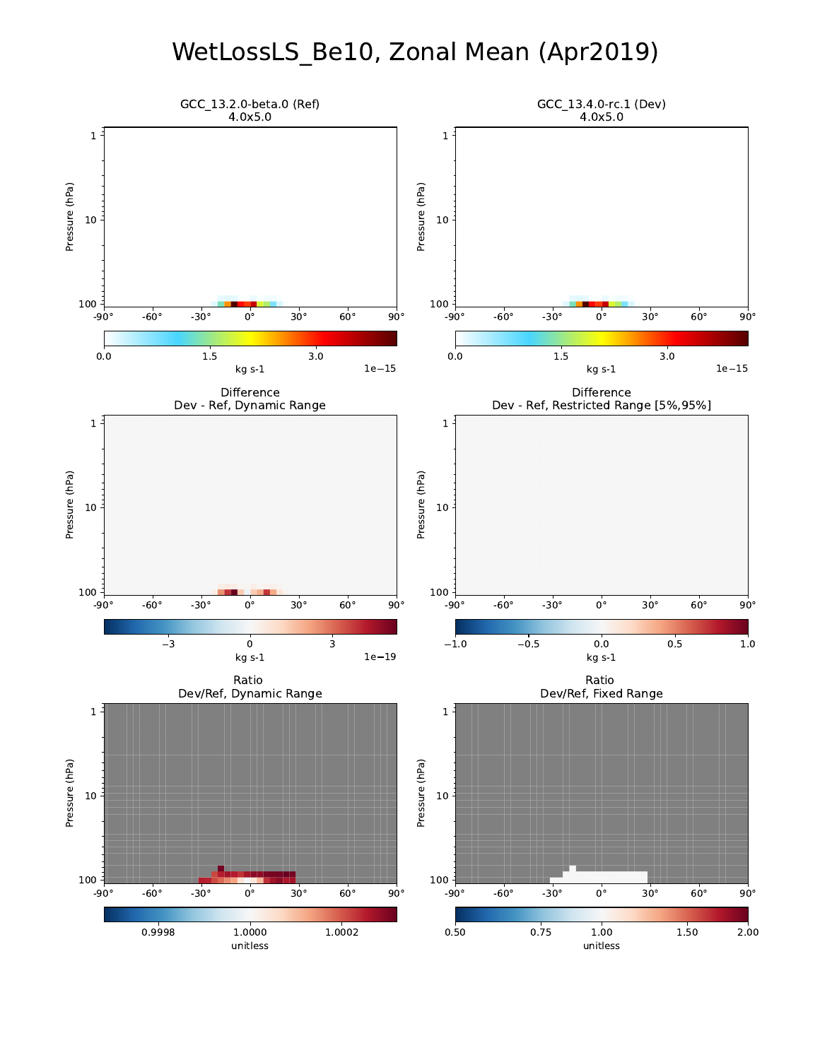# WetLossLS_Be10, Zonal Mean (Apr2019)

GCC_13.2.0-beta.0 (Ref)
4.0x5.0

Pressure (hPa)

1
10
100

-90° -60° -30° 0° 30° 60° 90°

0.0 1.5 3.0
kg s-1 1e−15

GCC_13.4.0-rc.1 (Dev)
4.0x5.0

Pressure (hPa)

1
10
100

-90° -60° -30° 0° 30° 60° 90°

0.0 1.5 3.0
kg s-1 1e−15

Difference
Dev - Ref, Dynamic Range

Pressure (hPa)

1
10
100

-90° -60° -30° 0° 30° 60° 90°

−3 0 3
kg s-1 1e−19

Difference
Dev - Ref, Restricted Range [5%,95%]

Pressure (hPa)

1
10
100

-90° -60° -30° 0° 30° 60° 90°

−1.0 −0.5 0.0 0.5 1.0
kg s-1

Ratio
Dev/Ref, Dynamic Range

Pressure (hPa)

1
10
100

-90° -60° -30° 0° 30° 60° 90°

0.9998 1.0000 1.0002
unitless

Ratio
Dev/Ref, Fixed Range

Pressure (hPa)

1
10
100

-90° -60° -30° 0° 30° 60° 90°

0.50 0.75 1.00 1.50 2.00
unitless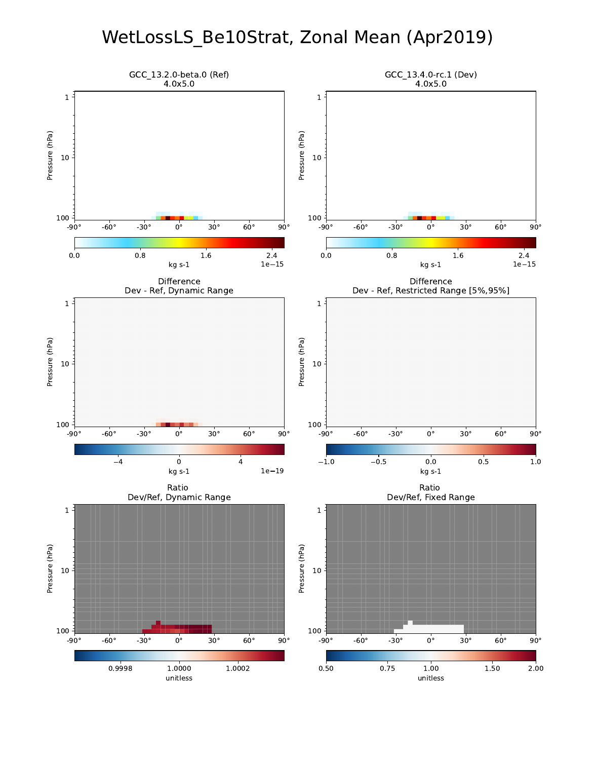# WetLossLS_Be10Strat, Zonal Mean (Apr2019)

GCC_13.2.0-beta.0 (Ref)
4.0x5.0

GCC_13.4.0-rc.1 (Dev)
4.0x5.0

Difference
Dev - Ref, Dynamic Range

Difference
Dev - Ref, Restricted Range [5%,95%]

Ratio
Dev/Ref, Dynamic Range

Ratio
Dev/Ref, Fixed Range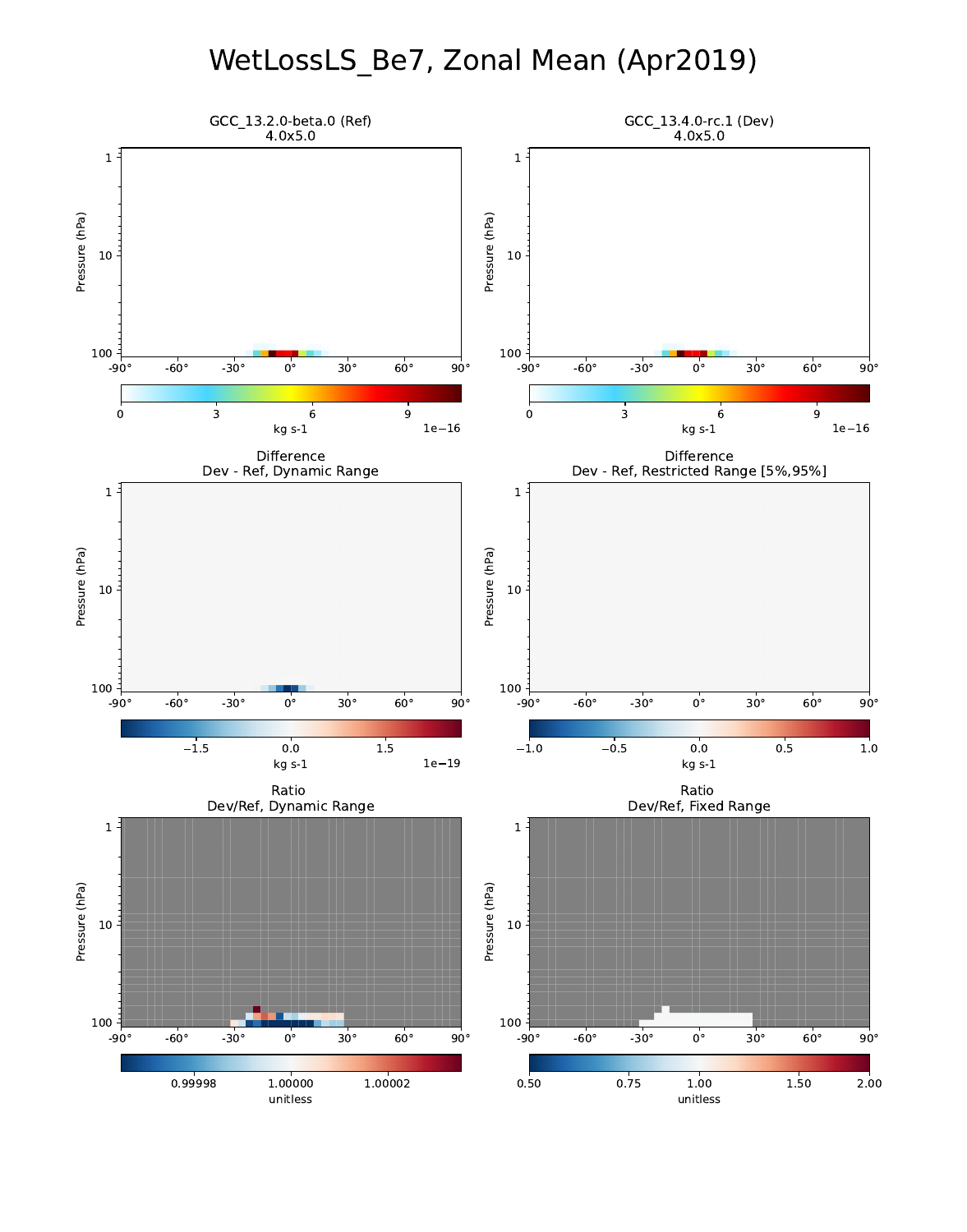# WetLossLS_Be7, Zonal Mean (Apr2019)

GCC_13.2.0-beta.0 (Ref)
4.0x5.0

GCC_13.4.0-rc.1 (Dev)
4.0x5.0

Difference
Dev - Ref, Dynamic Range

Difference
Dev - Ref, Restricted Range [5%,95%]

Ratio
Dev/Ref, Dynamic Range

Ratio
Dev/Ref, Fixed Range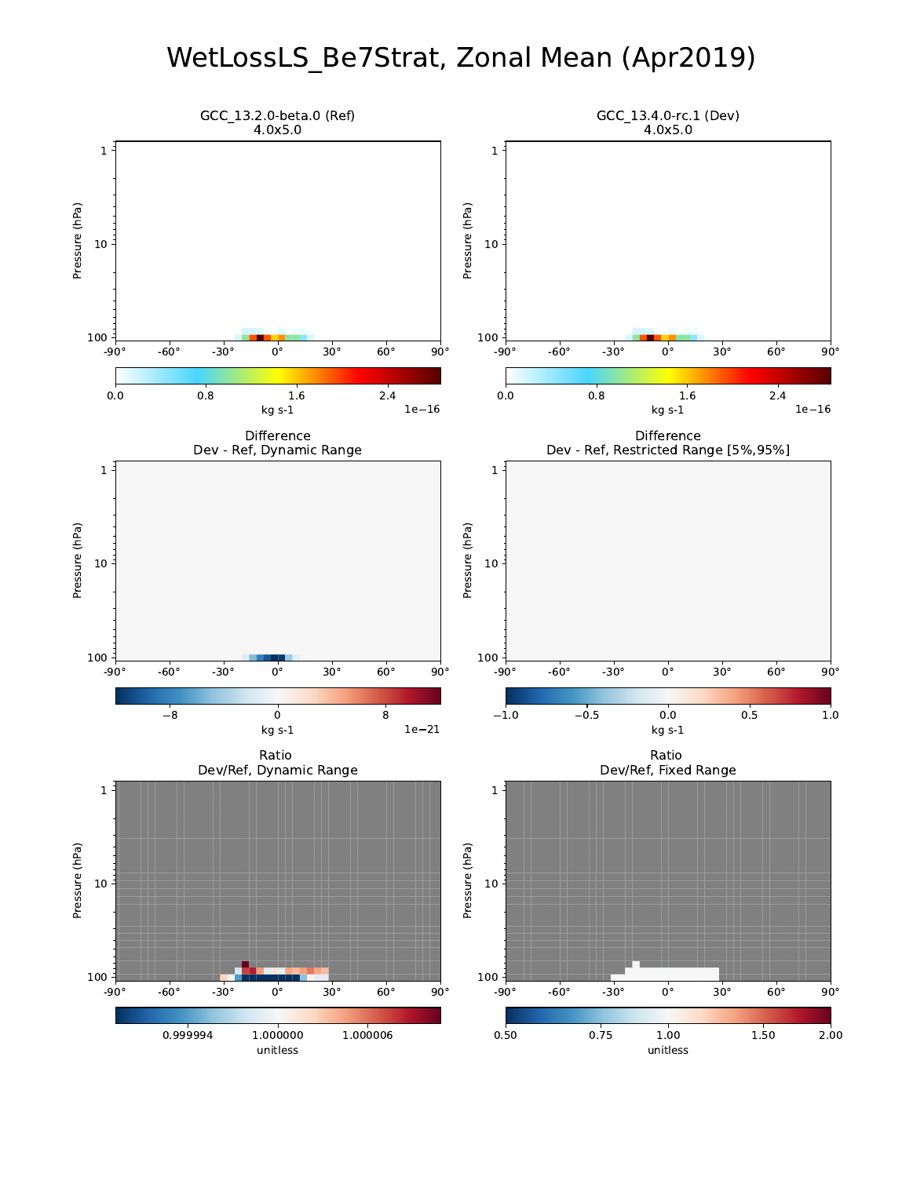# WetLossLS_Be7Strat, Zonal Mean (Apr2019)

GCC_13.2.0-beta.0 (Ref)
4.0x5.0

GCC_13.4.0-rc.1 (Dev)
4.0x5.0

Difference
Dev - Ref, Dynamic Range

Difference
Dev - Ref, Restricted Range [5%,95%]

Ratio
Dev/Ref, Dynamic Range

Ratio
Dev/Ref, Fixed Range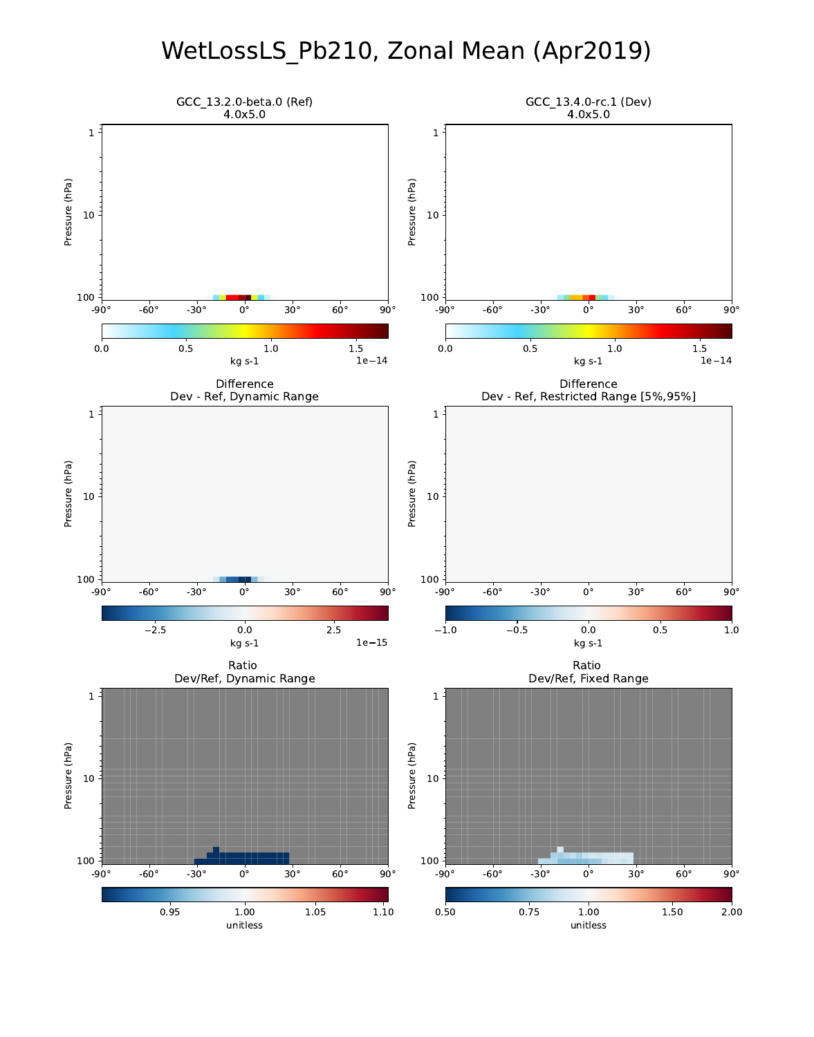# WetLossLS_Pb210, Zonal Mean (Apr2019)

GCC_13.2.0-beta.0 (Ref)
4.0x5.0

GCC_13.4.0-rc.1 (Dev)
4.0x5.0

Difference
Dev - Ref, Dynamic Range

Difference
Dev - Ref, Restricted Range [5%,95%]

Ratio
Dev/Ref, Dynamic Range

Ratio
Dev/Ref, Fixed Range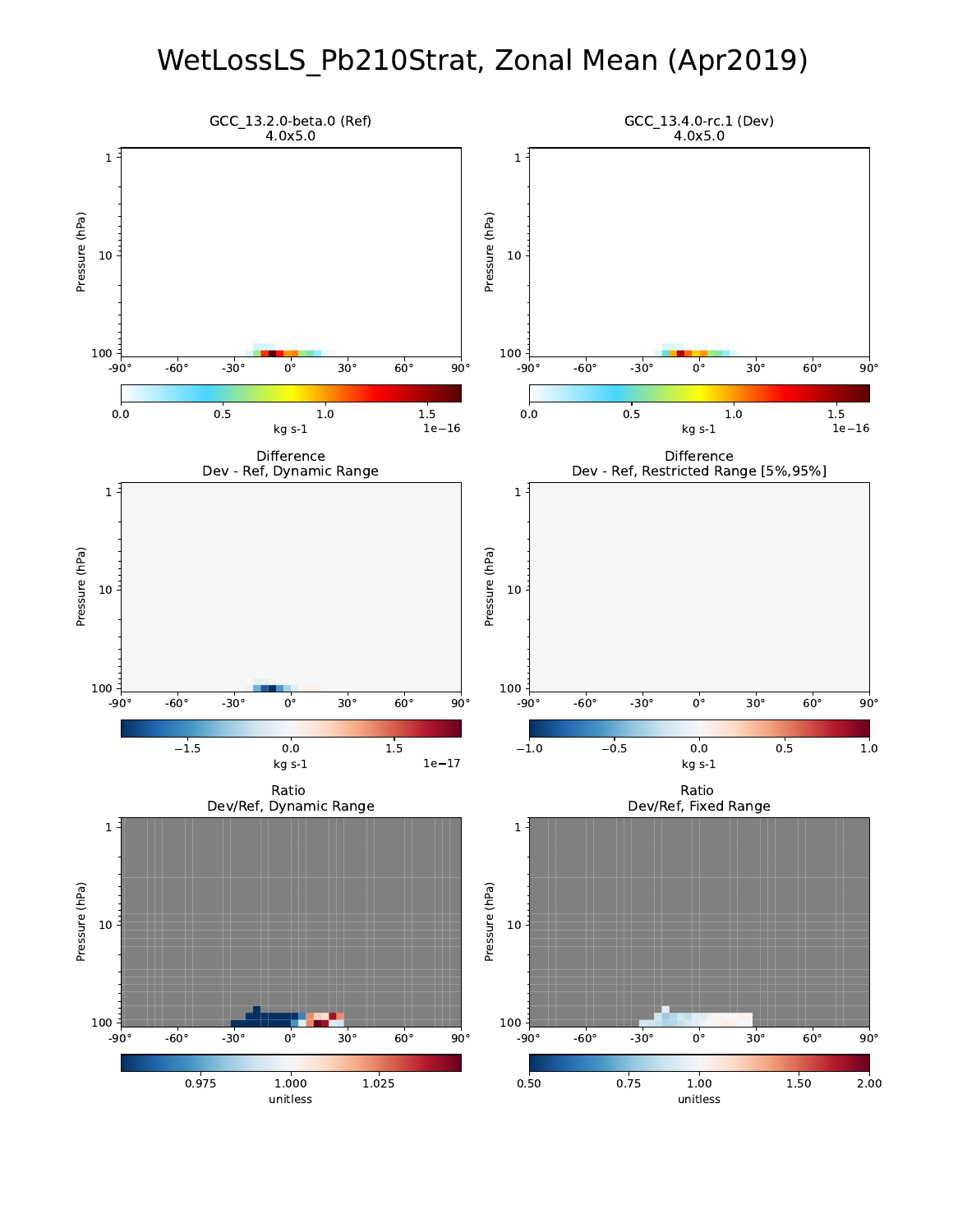# WetLossLS_Pb210Strat, Zonal Mean (Apr2019)

GCC_13.2.0-beta.0 (Ref)
4.0x5.0

Pressure (hPa)
1
10
100
-90° -60° -30° 0° 30° 60° 90°

0.0 0.5 1.0 1.5
kg s-1
1e−16

GCC_13.4.0-rc.1 (Dev)
4.0x5.0

Pressure (hPa)
1
10
100
-90° -60° -30° 0° 30° 60° 90°

0.0 0.5 1.0 1.5
kg s-1
1e−16

Difference
Dev - Ref, Dynamic Range

Pressure (hPa)
1
10
100
-90° -60° -30° 0° 30° 60° 90°

−1.5 0.0 1.5
kg s-1
1e−17

Difference
Dev - Ref, Restricted Range [5%,95%]

Pressure (hPa)
1
10
100
-90° -60° -30° 0° 30° 60° 90°

−1.0 −0.5 0.0 0.5 1.0
kg s-1

Ratio
Dev/Ref, Dynamic Range

Pressure (hPa)
1
10
100
-90° -60° -30° 0° 30° 60° 90°

0.975 1.000 1.025
unitless

Ratio
Dev/Ref, Fixed Range

Pressure (hPa)
1
10
100
-90° -60° -30° 0° 30° 60° 90°

0.50 0.75 1.00 1.50 2.00
unitless